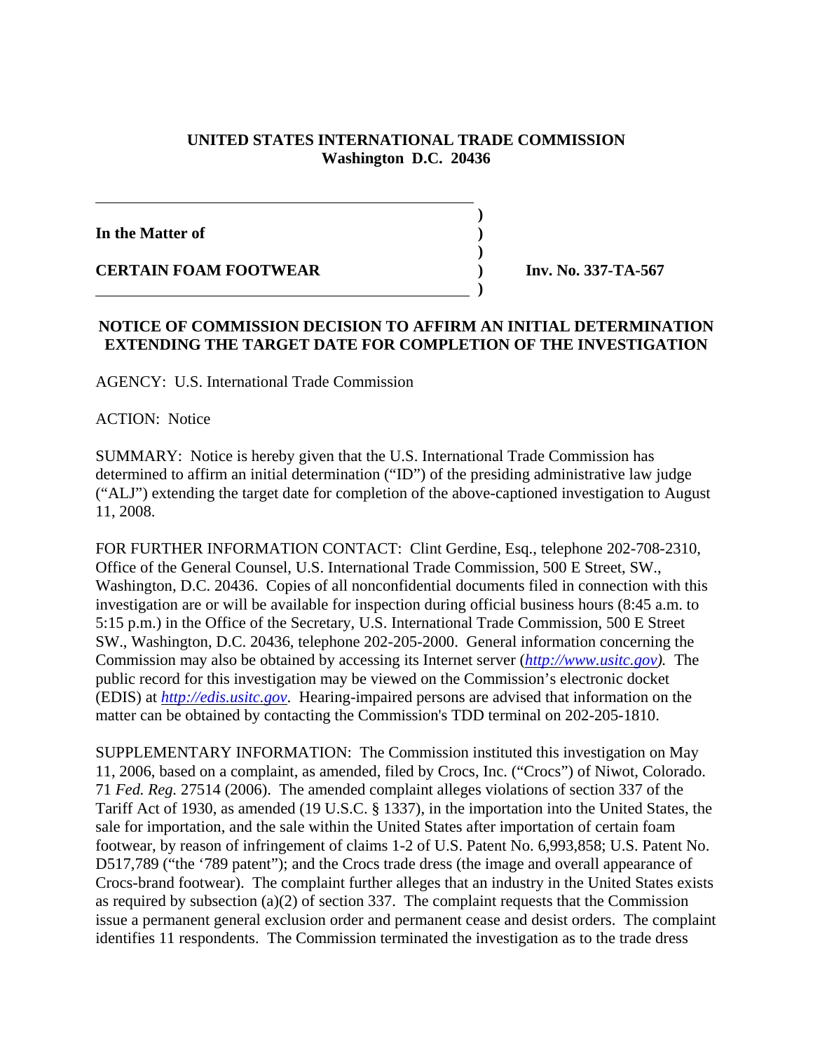**UNITED STATES INTERNATIONAL TRADE COMMISSION**
**Washington D.C. 20436**

**In the Matter of**

**CERTAIN FOAM FOOTWEAR** — **Inv. No. 337-TA-567**

## NOTICE OF COMMISSION DECISION TO AFFIRM AN INITIAL DETERMINATION EXTENDING THE TARGET DATE FOR COMPLETION OF THE INVESTIGATION

AGENCY: U.S. International Trade Commission

ACTION: Notice

SUMMARY: Notice is hereby given that the U.S. International Trade Commission has determined to affirm an initial determination ("ID") of the presiding administrative law judge ("ALJ") extending the target date for completion of the above-captioned investigation to August 11, 2008.

FOR FURTHER INFORMATION CONTACT: Clint Gerdine, Esq., telephone 202-708-2310, Office of the General Counsel, U.S. International Trade Commission, 500 E Street, SW., Washington, D.C. 20436. Copies of all nonconfidential documents filed in connection with this investigation are or will be available for inspection during official business hours (8:45 a.m. to 5:15 p.m.) in the Office of the Secretary, U.S. International Trade Commission, 500 E Street SW., Washington, D.C. 20436, telephone 202-205-2000. General information concerning the Commission may also be obtained by accessing its Internet server (*http://www.usitc.gov*). The public record for this investigation may be viewed on the Commission's electronic docket (EDIS) at *http://edis.usitc.gov*. Hearing-impaired persons are advised that information on the matter can be obtained by contacting the Commission's TDD terminal on 202-205-1810.

SUPPLEMENTARY INFORMATION: The Commission instituted this investigation on May 11, 2006, based on a complaint, as amended, filed by Crocs, Inc. ("Crocs") of Niwot, Colorado. 71 *Fed. Reg.* 27514 (2006). The amended complaint alleges violations of section 337 of the Tariff Act of 1930, as amended (19 U.S.C. § 1337), in the importation into the United States, the sale for importation, and the sale within the United States after importation of certain foam footwear, by reason of infringement of claims 1-2 of U.S. Patent No. 6,993,858; U.S. Patent No. D517,789 ("the '789 patent"); and the Crocs trade dress (the image and overall appearance of Crocs-brand footwear). The complaint further alleges that an industry in the United States exists as required by subsection (a)(2) of section 337. The complaint requests that the Commission issue a permanent general exclusion order and permanent cease and desist orders. The complaint identifies 11 respondents. The Commission terminated the investigation as to the trade dress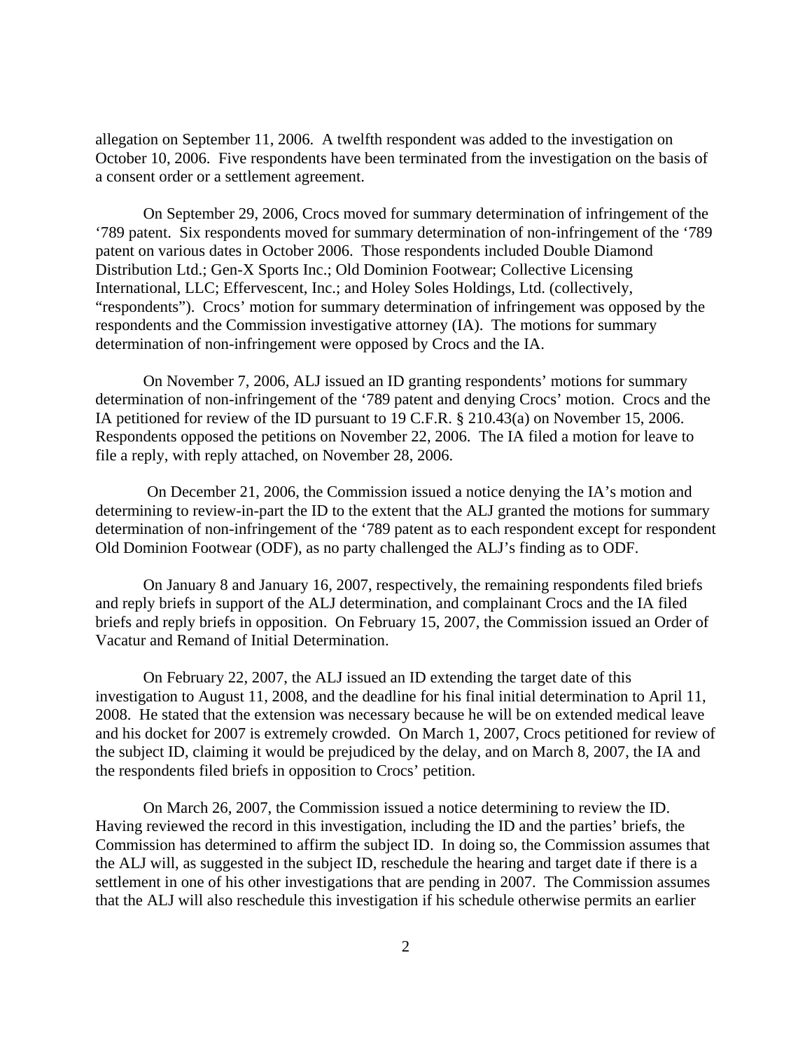allegation on September 11, 2006. A twelfth respondent was added to the investigation on October 10, 2006. Five respondents have been terminated from the investigation on the basis of a consent order or a settlement agreement.

On September 29, 2006, Crocs moved for summary determination of infringement of the '789 patent. Six respondents moved for summary determination of non-infringement of the '789 patent on various dates in October 2006. Those respondents included Double Diamond Distribution Ltd.; Gen-X Sports Inc.; Old Dominion Footwear; Collective Licensing International, LLC; Effervescent, Inc.; and Holey Soles Holdings, Ltd. (collectively, "respondents"). Crocs' motion for summary determination of infringement was opposed by the respondents and the Commission investigative attorney (IA). The motions for summary determination of non-infringement were opposed by Crocs and the IA.

On November 7, 2006, ALJ issued an ID granting respondents' motions for summary determination of non-infringement of the '789 patent and denying Crocs' motion. Crocs and the IA petitioned for review of the ID pursuant to 19 C.F.R. § 210.43(a) on November 15, 2006. Respondents opposed the petitions on November 22, 2006. The IA filed a motion for leave to file a reply, with reply attached, on November 28, 2006.

On December 21, 2006, the Commission issued a notice denying the IA's motion and determining to review-in-part the ID to the extent that the ALJ granted the motions for summary determination of non-infringement of the '789 patent as to each respondent except for respondent Old Dominion Footwear (ODF), as no party challenged the ALJ's finding as to ODF.

On January 8 and January 16, 2007, respectively, the remaining respondents filed briefs and reply briefs in support of the ALJ determination, and complainant Crocs and the IA filed briefs and reply briefs in opposition. On February 15, 2007, the Commission issued an Order of Vacatur and Remand of Initial Determination.

On February 22, 2007, the ALJ issued an ID extending the target date of this investigation to August 11, 2008, and the deadline for his final initial determination to April 11, 2008. He stated that the extension was necessary because he will be on extended medical leave and his docket for 2007 is extremely crowded. On March 1, 2007, Crocs petitioned for review of the subject ID, claiming it would be prejudiced by the delay, and on March 8, 2007, the IA and the respondents filed briefs in opposition to Crocs' petition.

On March 26, 2007, the Commission issued a notice determining to review the ID. Having reviewed the record in this investigation, including the ID and the parties' briefs, the Commission has determined to affirm the subject ID. In doing so, the Commission assumes that the ALJ will, as suggested in the subject ID, reschedule the hearing and target date if there is a settlement in one of his other investigations that are pending in 2007. The Commission assumes that the ALJ will also reschedule this investigation if his schedule otherwise permits an earlier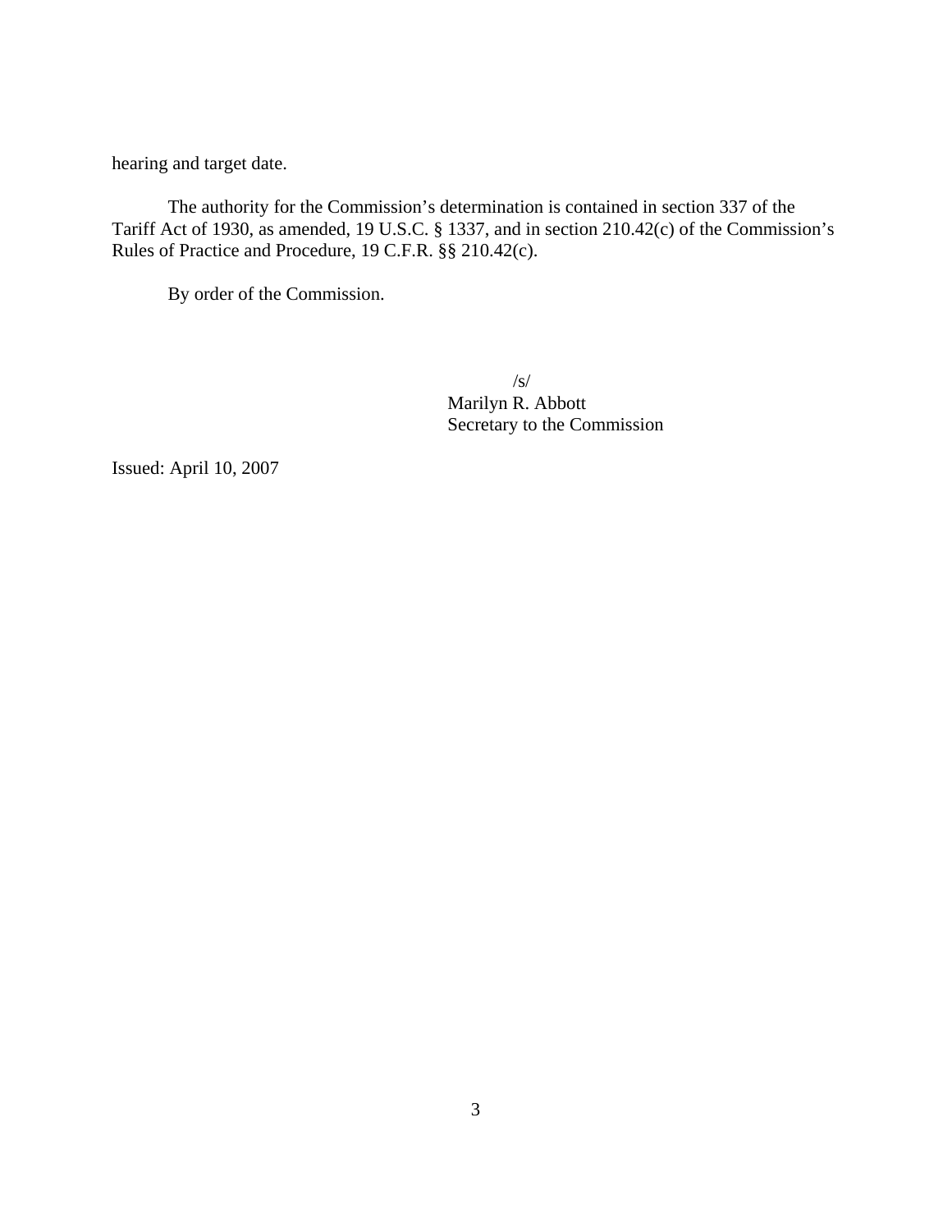hearing and target date.

The authority for the Commission's determination is contained in section 337 of the Tariff Act of 1930, as amended, 19 U.S.C. § 1337, and in section 210.42(c) of the Commission's Rules of Practice and Procedure, 19 C.F.R. §§ 210.42(c).

By order of the Commission.

/s/
Marilyn R. Abbott
Secretary to the Commission

Issued: April 10, 2007